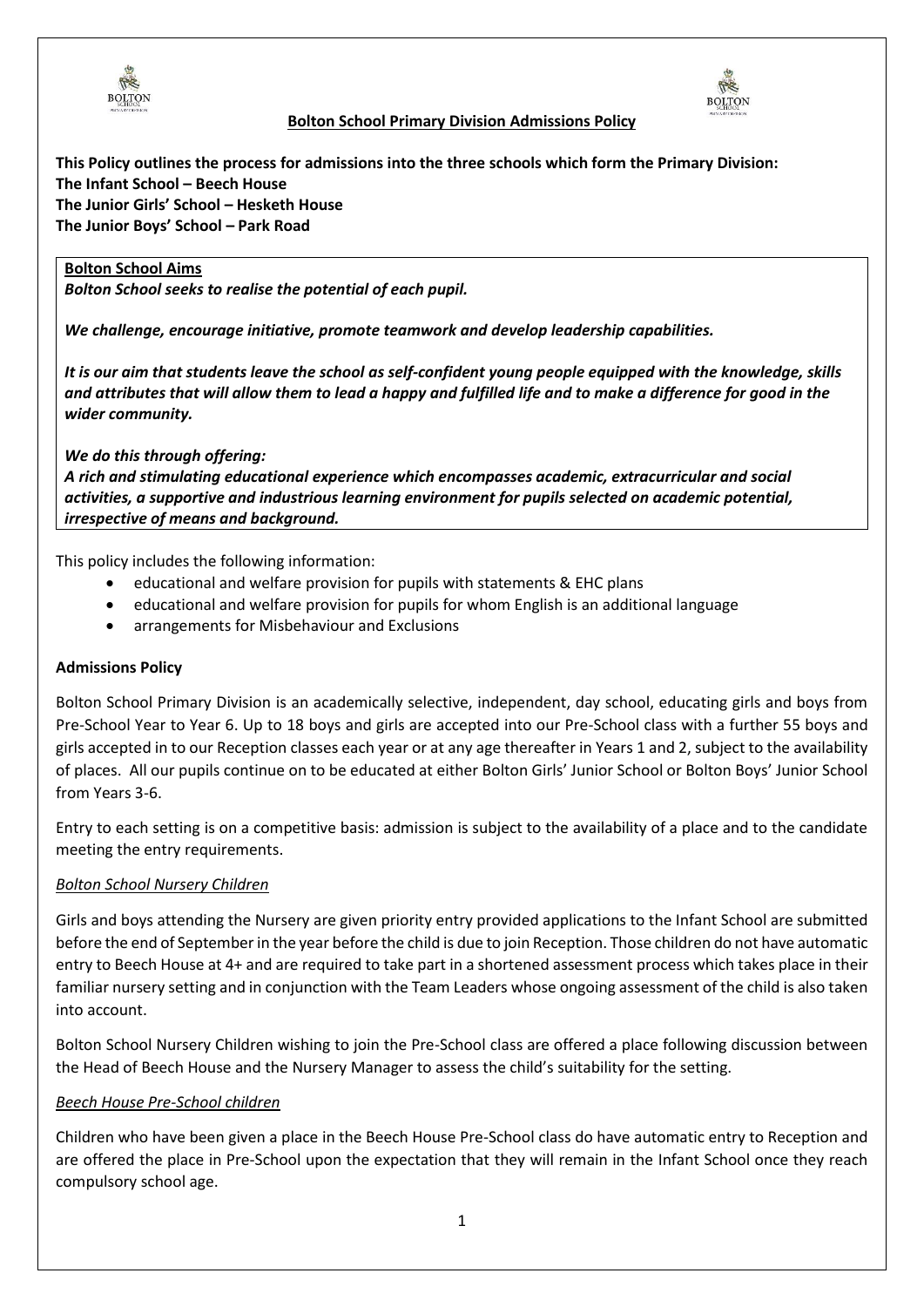# Bolton School Primary Division Admissions Policy

**This Policy outlines the process for admissions into the three schools which form the Primary Division:**
**The Infant School – Beech House**
**The Junior Girls' School – Hesketh House**
**The Junior Boys' School – Park Road**

**Bolton School Aims**
***Bolton School seeks to realise the potential of each pupil.***

***We challenge, encourage initiative, promote teamwork and develop leadership capabilities.***

***It is our aim that students leave the school as self-confident young people equipped with the knowledge, skills and attributes that will allow them to lead a happy and fulfilled life and to make a difference for good in the wider community.***

***We do this through offering:***
***A rich and stimulating educational experience which encompasses academic, extracurricular and social activities, a supportive and industrious learning environment for pupils selected on academic potential, irrespective of means and background.***

This policy includes the following information:

- educational and welfare provision for pupils with statements & EHC plans
- educational and welfare provision for pupils for whom English is an additional language
- arrangements for Misbehaviour and Exclusions

## Admissions Policy

Bolton School Primary Division is an academically selective, independent, day school, educating girls and boys from Pre-School Year to Year 6. Up to 18 boys and girls are accepted into our Pre-School class with a further 55 boys and girls accepted in to our Reception classes each year or at any age thereafter in Years 1 and 2, subject to the availability of places. All our pupils continue on to be educated at either Bolton Girls' Junior School or Bolton Boys' Junior School from Years 3-6.

Entry to each setting is on a competitive basis: admission is subject to the availability of a place and to the candidate meeting the entry requirements.

*Bolton School Nursery Children*

Girls and boys attending the Nursery are given priority entry provided applications to the Infant School are submitted before the end of September in the year before the child is due to join Reception. Those children do not have automatic entry to Beech House at 4+ and are required to take part in a shortened assessment process which takes place in their familiar nursery setting and in conjunction with the Team Leaders whose ongoing assessment of the child is also taken into account.

Bolton School Nursery Children wishing to join the Pre-School class are offered a place following discussion between the Head of Beech House and the Nursery Manager to assess the child's suitability for the setting.

*Beech House Pre-School children*

Children who have been given a place in the Beech House Pre-School class do have automatic entry to Reception and are offered the place in Pre-School upon the expectation that they will remain in the Infant School once they reach compulsory school age.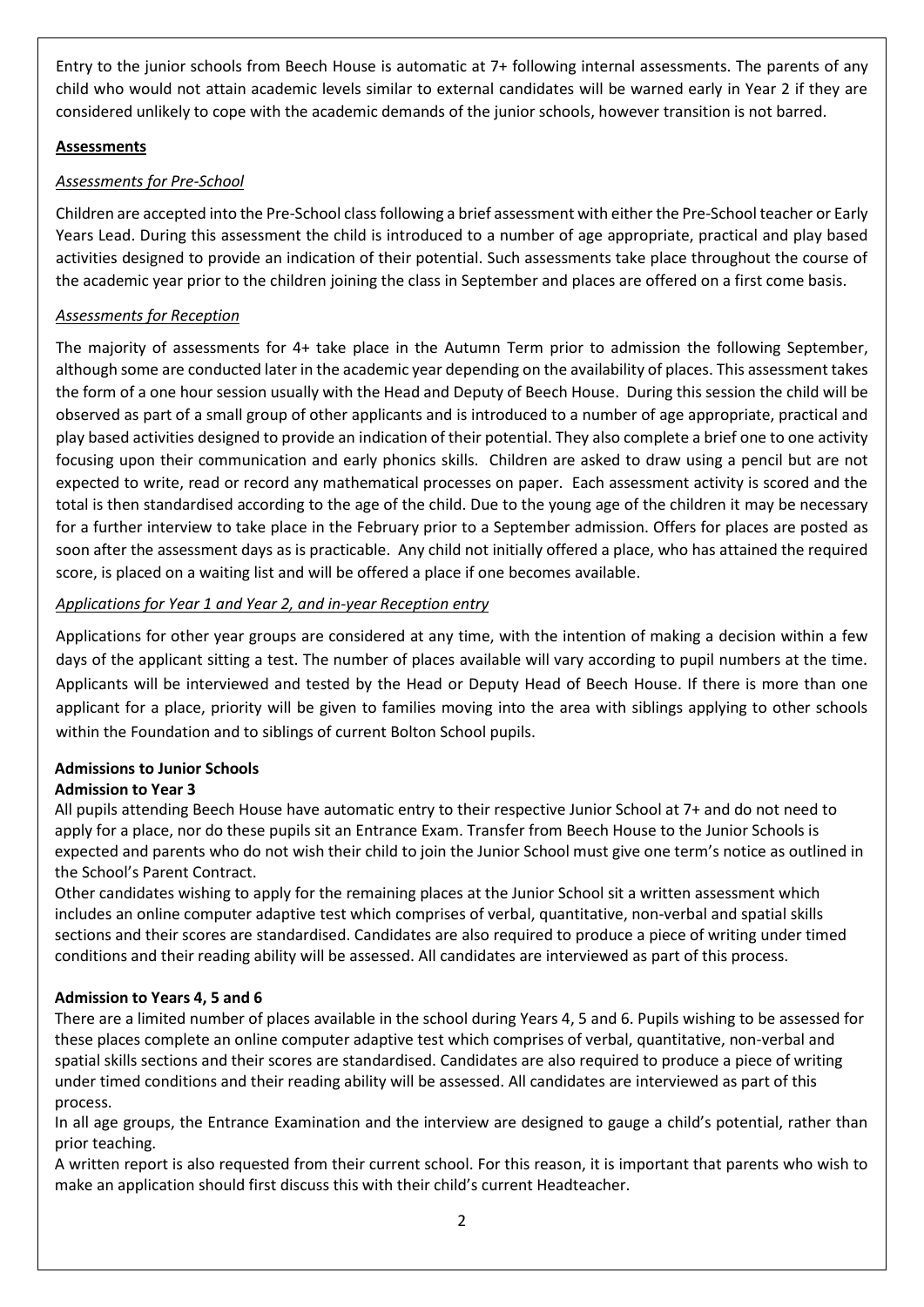Entry to the junior schools from Beech House is automatic at 7+ following internal assessments. The parents of any child who would not attain academic levels similar to external candidates will be warned early in Year 2 if they are considered unlikely to cope with the academic demands of the junior schools, however transition is not barred.

## Assessments

### *Assessments for Pre-School*

Children are accepted into the Pre-School class following a brief assessment with either the Pre-School teacher or Early Years Lead. During this assessment the child is introduced to a number of age appropriate, practical and play based activities designed to provide an indication of their potential. Such assessments take place throughout the course of the academic year prior to the children joining the class in September and places are offered on a first come basis.

### *Assessments for Reception*

The majority of assessments for 4+ take place in the Autumn Term prior to admission the following September, although some are conducted later in the academic year depending on the availability of places. This assessment takes the form of a one hour session usually with the Head and Deputy of Beech House. During this session the child will be observed as part of a small group of other applicants and is introduced to a number of age appropriate, practical and play based activities designed to provide an indication of their potential. They also complete a brief one to one activity focusing upon their communication and early phonics skills. Children are asked to draw using a pencil but are not expected to write, read or record any mathematical processes on paper. Each assessment activity is scored and the total is then standardised according to the age of the child. Due to the young age of the children it may be necessary for a further interview to take place in the February prior to a September admission. Offers for places are posted as soon after the assessment days as is practicable. Any child not initially offered a place, who has attained the required score, is placed on a waiting list and will be offered a place if one becomes available.

### *Applications for Year 1 and Year 2, and in-year Reception entry*

Applications for other year groups are considered at any time, with the intention of making a decision within a few days of the applicant sitting a test. The number of places available will vary according to pupil numbers at the time. Applicants will be interviewed and tested by the Head or Deputy Head of Beech House. If there is more than one applicant for a place, priority will be given to families moving into the area with siblings applying to other schools within the Foundation and to siblings of current Bolton School pupils.

## Admissions to Junior Schools

### Admission to Year 3

All pupils attending Beech House have automatic entry to their respective Junior School at 7+ and do not need to apply for a place, nor do these pupils sit an Entrance Exam. Transfer from Beech House to the Junior Schools is expected and parents who do not wish their child to join the Junior School must give one term's notice as outlined in the School's Parent Contract.

Other candidates wishing to apply for the remaining places at the Junior School sit a written assessment which includes an online computer adaptive test which comprises of verbal, quantitative, non-verbal and spatial skills sections and their scores are standardised. Candidates are also required to produce a piece of writing under timed conditions and their reading ability will be assessed. All candidates are interviewed as part of this process.

### Admission to Years 4, 5 and 6

There are a limited number of places available in the school during Years 4, 5 and 6. Pupils wishing to be assessed for these places complete an online computer adaptive test which comprises of verbal, quantitative, non-verbal and spatial skills sections and their scores are standardised. Candidates are also required to produce a piece of writing under timed conditions and their reading ability will be assessed. All candidates are interviewed as part of this process.

In all age groups, the Entrance Examination and the interview are designed to gauge a child's potential, rather than prior teaching.

A written report is also requested from their current school. For this reason, it is important that parents who wish to make an application should first discuss this with their child's current Headteacher.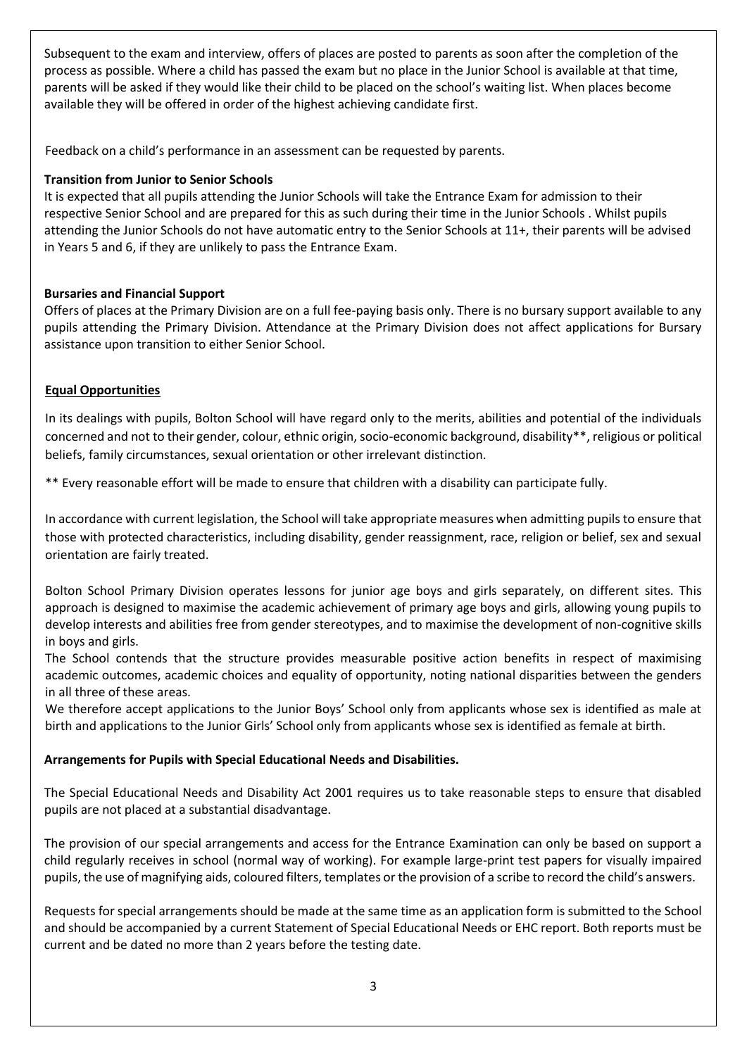Subsequent to the exam and interview, offers of places are posted to parents as soon after the completion of the process as possible. Where a child has passed the exam but no place in the Junior School is available at that time, parents will be asked if they would like their child to be placed on the school's waiting list. When places become available they will be offered in order of the highest achieving candidate first.

Feedback on a child's performance in an assessment can be requested by parents.

**Transition from Junior to Senior Schools**

It is expected that all pupils attending the Junior Schools will take the Entrance Exam for admission to their respective Senior School and are prepared for this as such during their time in the Junior Schools . Whilst pupils attending the Junior Schools do not have automatic entry to the Senior Schools at 11+, their parents will be advised in Years 5 and 6, if they are unlikely to pass the Entrance Exam.

**Bursaries and Financial Support**

Offers of places at the Primary Division are on a full fee-paying basis only. There is no bursary support available to any pupils attending the Primary Division. Attendance at the Primary Division does not affect applications for Bursary assistance upon transition to either Senior School.

**Equal Opportunities**

In its dealings with pupils, Bolton School will have regard only to the merits, abilities and potential of the individuals concerned and not to their gender, colour, ethnic origin, socio-economic background, disability**, religious or political beliefs, family circumstances, sexual orientation or other irrelevant distinction.

** Every reasonable effort will be made to ensure that children with a disability can participate fully.

In accordance with current legislation, the School will take appropriate measures when admitting pupils to ensure that those with protected characteristics, including disability, gender reassignment, race, religion or belief, sex and sexual orientation are fairly treated.

Bolton School Primary Division operates lessons for junior age boys and girls separately, on different sites. This approach is designed to maximise the academic achievement of primary age boys and girls, allowing young pupils to develop interests and abilities free from gender stereotypes, and to maximise the development of non-cognitive skills in boys and girls.

The School contends that the structure provides measurable positive action benefits in respect of maximising academic outcomes, academic choices and equality of opportunity, noting national disparities between the genders in all three of these areas.

We therefore accept applications to the Junior Boys' School only from applicants whose sex is identified as male at birth and applications to the Junior Girls' School only from applicants whose sex is identified as female at birth.

**Arrangements for Pupils with Special Educational Needs and Disabilities.**

The Special Educational Needs and Disability Act 2001 requires us to take reasonable steps to ensure that disabled pupils are not placed at a substantial disadvantage.

The provision of our special arrangements and access for the Entrance Examination can only be based on support a child regularly receives in school (normal way of working). For example large-print test papers for visually impaired pupils, the use of magnifying aids, coloured filters, templates or the provision of a scribe to record the child's answers.

Requests for special arrangements should be made at the same time as an application form is submitted to the School and should be accompanied by a current Statement of Special Educational Needs or EHC report. Both reports must be current and be dated no more than 2 years before the testing date.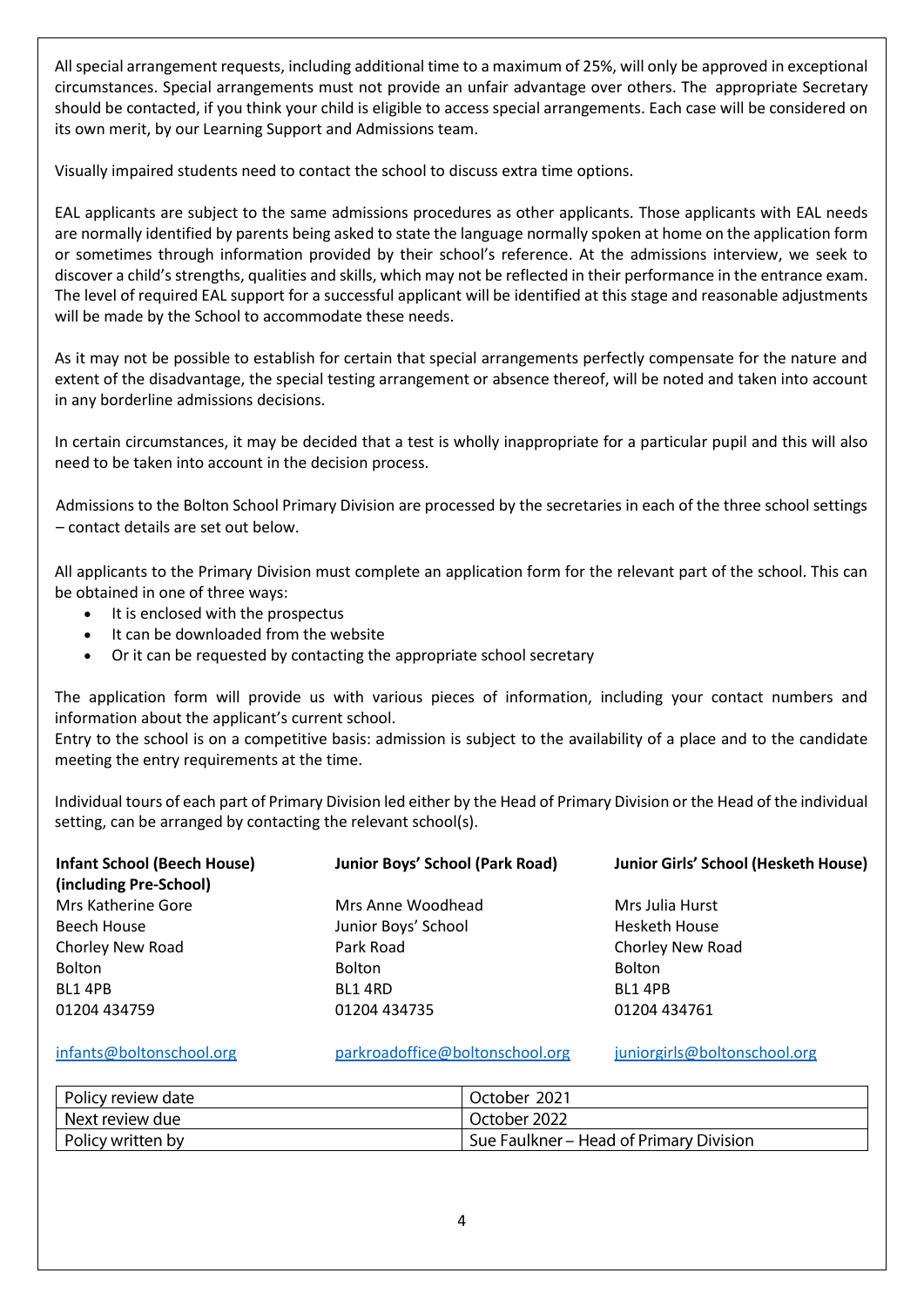All special arrangement requests, including additional time to a maximum of 25%, will only be approved in exceptional circumstances. Special arrangements must not provide an unfair advantage over others. The appropriate Secretary should be contacted, if you think your child is eligible to access special arrangements. Each case will be considered on its own merit, by our Learning Support and Admissions team.

Visually impaired students need to contact the school to discuss extra time options.

EAL applicants are subject to the same admissions procedures as other applicants. Those applicants with EAL needs are normally identified by parents being asked to state the language normally spoken at home on the application form or sometimes through information provided by their school's reference. At the admissions interview, we seek to discover a child's strengths, qualities and skills, which may not be reflected in their performance in the entrance exam. The level of required EAL support for a successful applicant will be identified at this stage and reasonable adjustments will be made by the School to accommodate these needs.

As it may not be possible to establish for certain that special arrangements perfectly compensate for the nature and extent of the disadvantage, the special testing arrangement or absence thereof, will be noted and taken into account in any borderline admissions decisions.

In certain circumstances, it may be decided that a test is wholly inappropriate for a particular pupil and this will also need to be taken into account in the decision process.

Admissions to the Bolton School Primary Division are processed by the secretaries in each of the three school settings – contact details are set out below.

All applicants to the Primary Division must complete an application form for the relevant part of the school. This can be obtained in one of three ways:

- It is enclosed with the prospectus
- It can be downloaded from the website
- Or it can be requested by contacting the appropriate school secretary

The application form will provide us with various pieces of information, including your contact numbers and information about the applicant's current school.
Entry to the school is on a competitive basis: admission is subject to the availability of a place and to the candidate meeting the entry requirements at the time.

Individual tours of each part of Primary Division led either by the Head of Primary Division or the Head of the individual setting, can be arranged by contacting the relevant school(s).

**Infant School (Beech House) (including Pre-School)**
Mrs Katherine Gore
Beech House
Chorley New Road
Bolton
BL1 4PB
01204 434759

infants@boltonschool.org

**Junior Boys' School (Park Road)**
Mrs Anne Woodhead
Junior Boys' School
Park Road
Bolton
BL1 4RD
01204 434735

parkroadoffice@boltonschool.org

**Junior Girls' School (Hesketh House)**
Mrs Julia Hurst
Hesketh House
Chorley New Road
Bolton
BL1 4PB
01204 434761

juniorgirls@boltonschool.org

| | |
|---|---|
| Policy review date | October 2021 |
| Next review due | October 2022 |
| Policy written by | Sue Faulkner – Head of Primary Division |